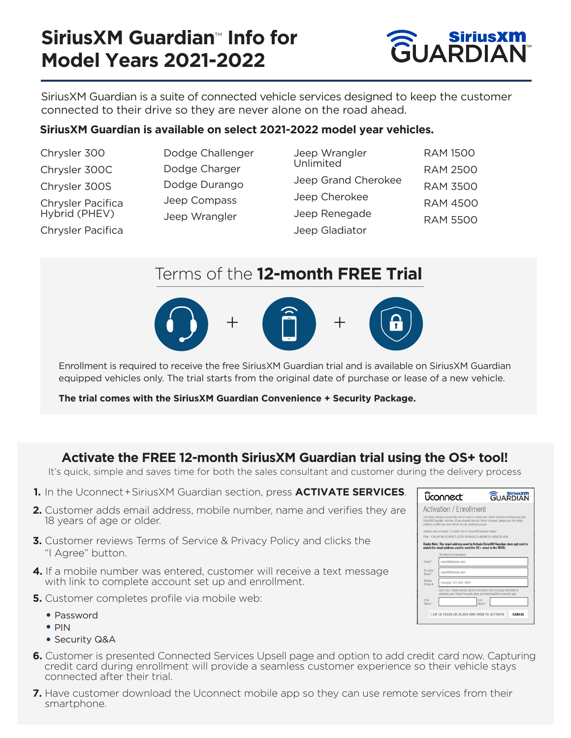# SiriusXM Guardian™ Info for Model Years 2021-2022

SiriusXM Guardian is a suite of connected vehicle services designed to keep the customer connected to their drive so they are never alone on the road ahead.

**SiriusXM Guardian is available on select 2021-2022 model year vehicles.**

- Chrysler 300
- Chrysler 300C
- Chrysler 300S
- Chrysler Pacifica Hybrid (PHEV)
- Chrysler Pacifica
- Dodge Challenger
- Dodge Charger
- Dodge Durango
- Jeep Compass
- Jeep Wrangler
- Jeep Wrangler Unlimited
- Jeep Grand Cherokee
- Jeep Cherokee
- Jeep Renegade
- Jeep Gladiator
- RAM 1500
- RAM 2500
- RAM 3500
- RAM 4500
- RAM 5500

## Terms of the **12-month FREE Trial**

Enrollment is required to receive the free SiriusXM Guardian trial and is available on SiriusXM Guardian equipped vehicles only. The trial starts from the original date of purchase or lease of a new vehicle.

**The trial comes with the SiriusXM Guardian Convenience + Security Package.**

## Activate the FREE 12-month SiriusXM Guardian trial using the OS+ tool!

It's quick, simple and saves time for both the sales consultant and customer during the delivery process

1. In the Uconnect+SiriusXM Guardian section, press **ACTIVATE SERVICES**.
2. Customer adds email address, mobile number, name and verifies they are 18 years of age or older.
3. Customer reviews Terms of Service & Privacy Policy and clicks the "I Agree" button.
4. If a mobile number was entered, customer will receive a text message with link to complete account set up and enrollment.
5. Customer completes profile via mobile web:
   - Password
   - PIN
   - Security Q&A
6. Customer is presented Connected Services Upsell page and option to add credit card now. Capturing credit card during enrollment will provide a seamless customer experience so their vehicle stays connected after their trial.
7. Have customer download the Uconnect mobile app so they can use remote services from their smartphone.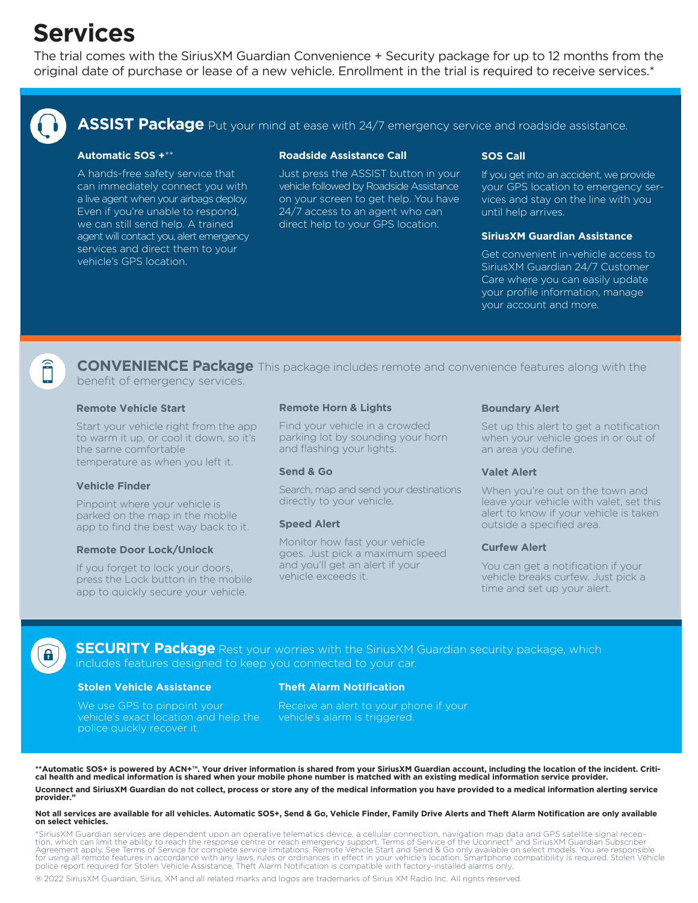# Services

The trial comes with the SiriusXM Guardian Convenience + Security package for up to 12 months from the original date of purchase or lease of a new vehicle. Enrollment in the trial is required to receive services.*

## ASSIST Package

Put your mind at ease with 24/7 emergency service and roadside assistance.

### Automatic SOS +**

A hands-free safety service that can immediately connect you with a live agent when your airbags deploy. Even if you're unable to respond, we can still send help. A trained agent will contact you, alert emergency services and direct them to your vehicle's GPS location.

### Roadside Assistance Call

Just press the ASSIST button in your vehicle followed by Roadside Assistance on your screen to get help. You have 24/7 access to an agent who can direct help to your GPS location.

### SOS Call

If you get into an accident, we provide your GPS location to emergency services and stay on the line with you until help arrives.

### SiriusXM Guardian Assistance

Get convenient in-vehicle access to SiriusXM Guardian 24/7 Customer Care where you can easily update your profile information, manage your account and more.

## CONVENIENCE Package

This package includes remote and convenience features along with the benefit of emergency services.

### Remote Vehicle Start

Start your vehicle right from the app to warm it up, or cool it down, so it's the same comfortable temperature as when you left it.

### Vehicle Finder

Pinpoint where your vehicle is parked on the map in the mobile app to find the best way back to it.

### Remote Door Lock/Unlock

If you forget to lock your doors, press the Lock button in the mobile app to quickly secure your vehicle.

### Remote Horn & Lights

Find your vehicle in a crowded parking lot by sounding your horn and flashing your lights.

### Send & Go

Search, map and send your destinations directly to your vehicle.

### Speed Alert

Monitor how fast your vehicle goes. Just pick a maximum speed and you'll get an alert if your vehicle exceeds it.

### Boundary Alert

Set up this alert to get a notification when your vehicle goes in or out of an area you define.

### Valet Alert

When you're out on the town and leave your vehicle with valet, set this alert to know if your vehicle is taken outside a specified area.

### Curfew Alert

You can get a notification if your vehicle breaks curfew. Just pick a time and set up your alert.

## SECURITY Package

Rest your worries with the SiriusXM Guardian security package, which includes features designed to keep you connected to your car.

### Stolen Vehicle Assistance

We use GPS to pinpoint your vehicle's exact location and help the police quickly recover it.

### Theft Alarm Notification

Receive an alert to your phone if your vehicle's alarm is triggered.

**\*\*Automatic SOS+ is powered by ACN+™. Your driver information is shared from your SiriusXM Guardian account, including the location of the incident. Critical health and medical information is shared when your mobile phone number is matched with an existing medical information service provider.**

**Uconnect and SiriusXM Guardian do not collect, process or store any of the medical information you have provided to a medical information alerting service provider."**

**Not all services are available for all vehicles. Automatic SOS+, Send & Go, Vehicle Finder, Family Drive Alerts and Theft Alarm Notification are only available on select vehicles.**

*SiriusXM Guardian services are dependent upon an operative telematics device, a cellular connection, navigation map data and GPS satellite signal reception, which can limit the ability to reach the response centre or reach emergency support. Terms of Service of the Uconnect® and SiriusXM Guardian Subscriber Agreement apply. See Terms of Service for complete service limitations. Remote Vehicle Start and Send & Go only available on select models. You are responsible for using all remote features in accordance with any laws, rules or ordinances in effect in your vehicle's location. Smartphone compatibility is required. Stolen Vehicle police report required for Stolen Vehicle Assistance. Theft Alarm Notification is compatible with factory-installed alarms only.

® 2022 SiriusXM Guardian, Sirius, XM and all related marks and logos are trademarks of Sirius XM Radio Inc. All rights reserved.